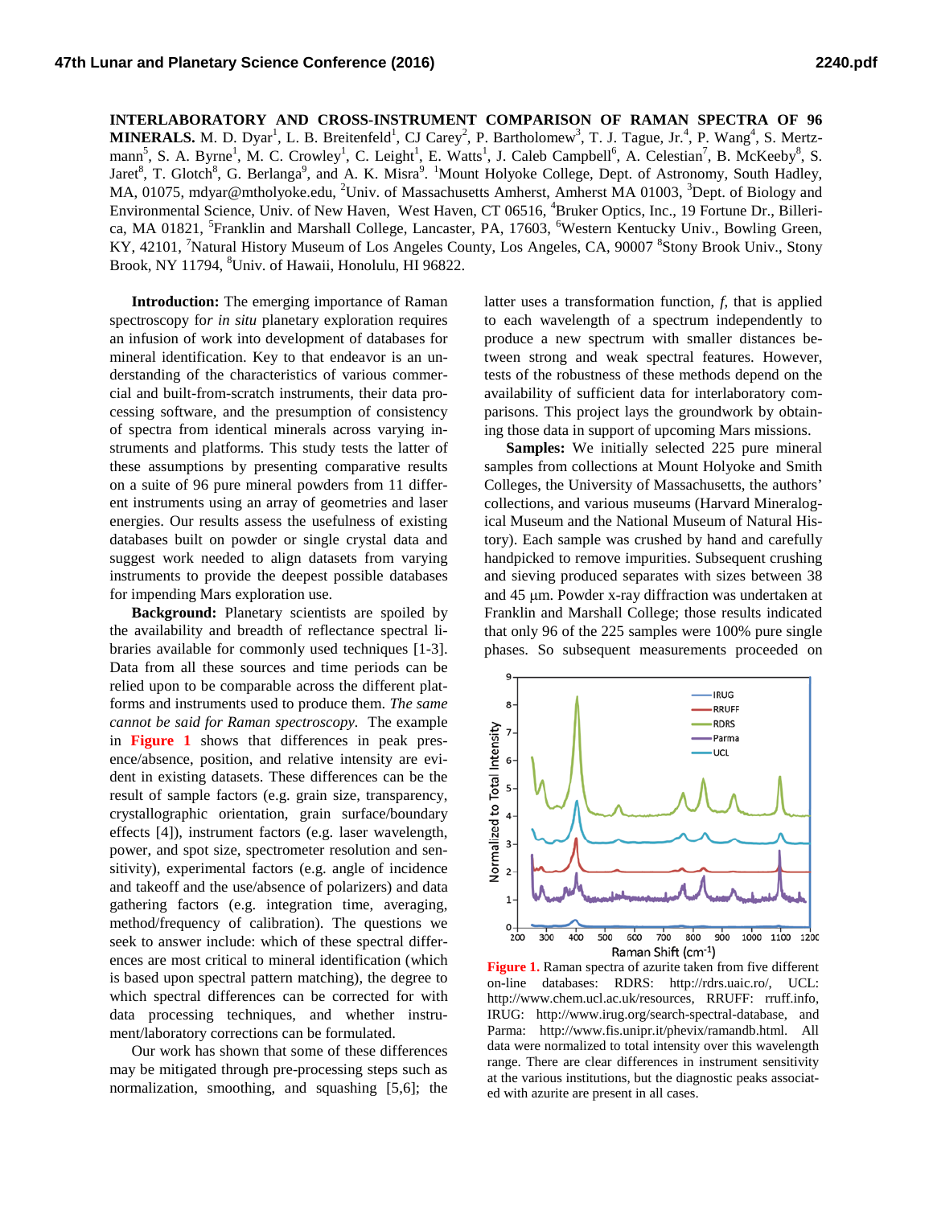**INTERLABORATORY AND CROSS-INSTRUMENT COMPARISON OF RAMAN SPECTRA OF 96 MINERALS.** M. D. Dyar[1], L. B. Breitenfeld[1], CJ Carey[2], P. Bartholomew[3], T. J. Tague, Jr.[4], P. Wang[4], S. Mertzmann[5], S. A. Byrne[1], M. C. Crowley[1], C. Leight[1], E. Watts[1], J. Caleb Campbell[6], A. Celestian[7], B. McKeeby[8], S. Jaret[8], T. Glotch[8], G. Berlanga[9], and A. K. Misra[9]. [1]Mount Holyoke College, Dept. of Astronomy, South Hadley, MA, 01075, mdyar@mtholyoke.edu, [2]Univ. of Massachusetts Amherst, Amherst MA 01003, [3]Dept. of Biology and Environmental Science, Univ. of New Haven, West Haven, CT 06516, [4]Bruker Optics, Inc., 19 Fortune Dr., Billerica, MA 01821, [5]Franklin and Marshall College, Lancaster, PA, 17603, [6]Western Kentucky Univ., Bowling Green, KY, 42101, [7]Natural History Museum of Los Angeles County, Los Angeles, CA, 90007 [8]Stony Brook Univ., Stony Brook, NY 11794, [8]Univ. of Hawaii, Honolulu, HI 96822.

**Introduction:** The emerging importance of Raman spectroscopy for *in situ* planetary exploration requires an infusion of work into development of databases for mineral identification. Key to that endeavor is an understanding of the characteristics of various commercial and built-from-scratch instruments, their data processing software, and the presumption of consistency of spectra from identical minerals across varying instruments and platforms. This study tests the latter of these assumptions by presenting comparative results on a suite of 96 pure mineral powders from 11 different instruments using an array of geometries and laser energies. Our results assess the usefulness of existing databases built on powder or single crystal data and suggest work needed to align datasets from varying instruments to provide the deepest possible databases for impending Mars exploration use.

**Background:** Planetary scientists are spoiled by the availability and breadth of reflectance spectral libraries available for commonly used techniques [1-3]. Data from all these sources and time periods can be relied upon to be comparable across the different platforms and instruments used to produce them. *The same cannot be said for Raman spectroscopy*. The example in **Figure 1** shows that differences in peak presence/absence, position, and relative intensity are evident in existing datasets. These differences can be the result of sample factors (e.g. grain size, transparency, crystallographic orientation, grain surface/boundary effects [4]), instrument factors (e.g. laser wavelength, power, and spot size, spectrometer resolution and sensitivity), experimental factors (e.g. angle of incidence and takeoff and the use/absence of polarizers) and data gathering factors (e.g. integration time, averaging, method/frequency of calibration). The questions we seek to answer include: which of these spectral differences are most critical to mineral identification (which is based upon spectral pattern matching), the degree to which spectral differences can be corrected for with data processing techniques, and whether instrument/laboratory corrections can be formulated.

Our work has shown that some of these differences may be mitigated through pre-processing steps such as normalization, smoothing, and squashing [5,6]; the latter uses a transformation function, *f*, that is applied to each wavelength of a spectrum independently to produce a new spectrum with smaller distances between strong and weak spectral features. However, tests of the robustness of these methods depend on the availability of sufficient data for interlaboratory comparisons. This project lays the groundwork by obtaining those data in support of upcoming Mars missions.

**Samples:** We initially selected 225 pure mineral samples from collections at Mount Holyoke and Smith Colleges, the University of Massachusetts, the authors' collections, and various museums (Harvard Mineralogical Museum and the National Museum of Natural History). Each sample was crushed by hand and carefully handpicked to remove impurities. Subsequent crushing and sieving produced separates with sizes between 38 and 45 μm. Powder x-ray diffraction was undertaken at Franklin and Marshall College; those results indicated that only 96 of the 225 samples were 100% pure single phases. So subsequent measurements proceeded on

**Figure 1.** Raman spectra of azurite taken from five different on-line databases: RDRS: http://rdrs.uaic.ro/, UCL: http://www.chem.ucl.ac.uk/resources, RRUFF: rruff.info, IRUG: http://www.irug.org/search-spectral-database, and Parma: http://www.fis.unipr.it/phevix/ramandb.html. All data were normalized to total intensity over this wavelength range. There are clear differences in instrument sensitivity at the various institutions, but the diagnostic peaks associated with azurite are present in all cases.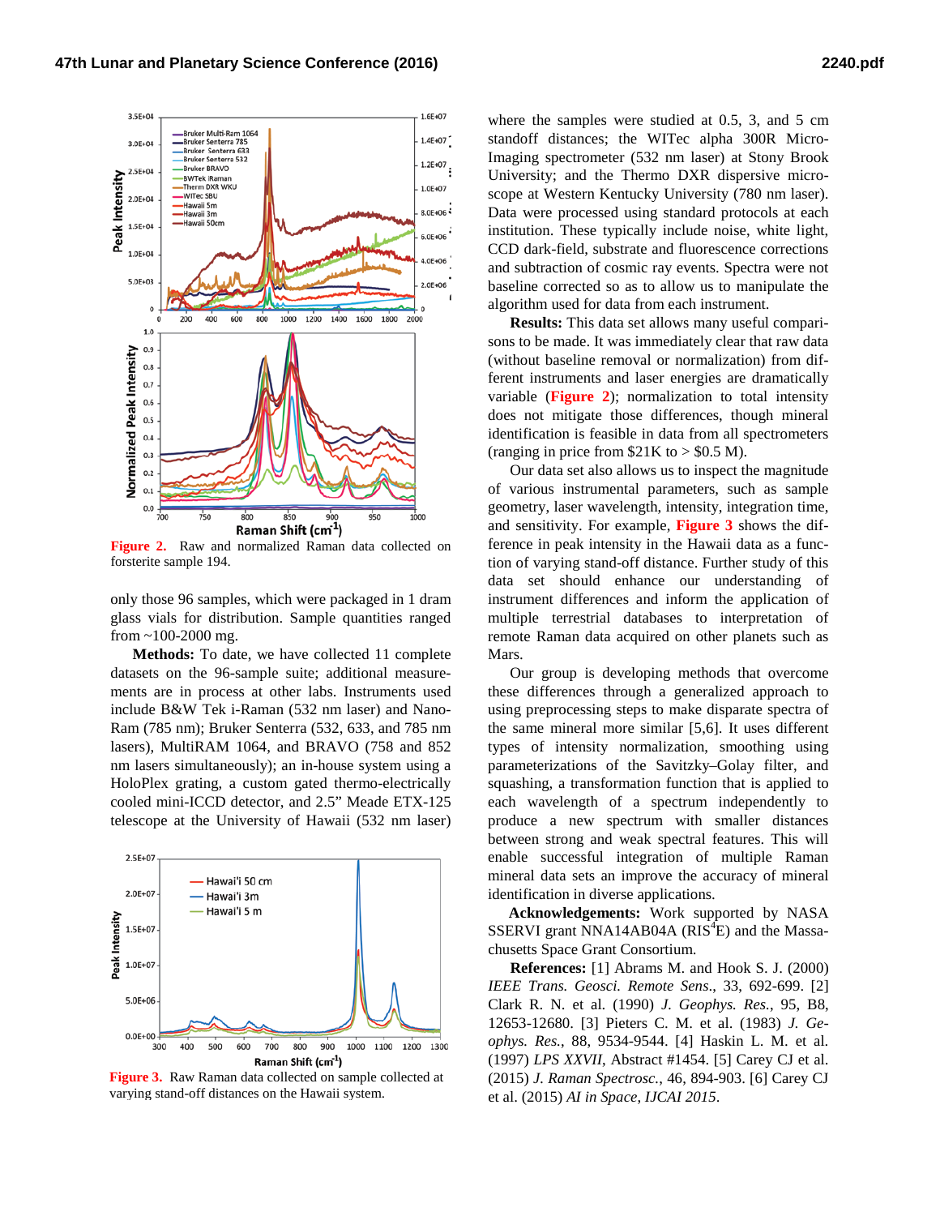3.5E+04
3.0E+04
2.5E+04
2.0E+04
1.5E+04
1.0E+04
5.0E+03
0

Peak Intensity

1.6E+07
1.4E+07
1.2E+07
1.0E+07
8.0E+06
6.0E+06
4.0E+06
2.0E+06
0

0 200 400 600 800 1000 1200 1400 1600 1800 2000

Bruker Multi-Ram 1064
Bruker Senterra 785
Bruker Senterra 633
Bruker Senterra 532
Bruker BRAVO
BWTek iRaman
Therm DXR WKU
WITec SBU
Hawaii 5m
Hawaii 3m
Hawaii 50cm

Normalized Peak Intensity

1.0
0.9
0.8
0.7
0.6
0.5
0.4
0.3
0.2
0.1
0.0

700 750 800 850 900 950 1000

Raman Shift (cm$^{-1}$)

**Figure 2.** Raw and normalized Raman data collected on forsterite sample 194.

only those 96 samples, which were packaged in 1 dram glass vials for distribution. Sample quantities ranged from ~100-2000 mg.

**Methods:** To date, we have collected 11 complete datasets on the 96-sample suite; additional measurements are in process at other labs. Instruments used include B&W Tek i-Raman (532 nm laser) and NanoRam (785 nm); Bruker Senterra (532, 633, and 785 nm lasers), MultiRAM 1064, and BRAVO (758 and 852 nm lasers simultaneously); an in-house system using a HoloPlex grating, a custom gated thermo-electrically cooled mini-ICCD detector, and 2.5" Meade ETX-125 telescope at the University of Hawaii (532 nm laser)

2.5E+07
2.0E+07
1.5E+07
1.0E+07
5.0E+06
0.0E+00

Peak Intensity

Hawai'i 50 cm
Hawai'i 3m
Hawai'i 5 m

300 400 500 600 700 800 900 1000 1100 1200 1300

Raman Shift (cm$^{-1}$)

**Figure 3.** Raw Raman data collected on sample collected at varying stand-off distances on the Hawaii system.

where the samples were studied at 0.5, 3, and 5 cm standoff distances; the WITec alpha 300R Micro-Imaging spectrometer (532 nm laser) at Stony Brook University; and the Thermo DXR dispersive microscope at Western Kentucky University (780 nm laser). Data were processed using standard protocols at each institution. These typically include noise, white light, CCD dark-field, substrate and fluorescence corrections and subtraction of cosmic ray events. Spectra were not baseline corrected so as to allow us to manipulate the algorithm used for data from each instrument.

**Results:** This data set allows many useful comparisons to be made. It was immediately clear that raw data (without baseline removal or normalization) from different instruments and laser energies are dramatically variable (**Figure 2**); normalization to total intensity does not mitigate those differences, though mineral identification is feasible in data from all spectrometers (ranging in price from $21K to > $0.5 M).

Our data set also allows us to inspect the magnitude of various instrumental parameters, such as sample geometry, laser wavelength, intensity, integration time, and sensitivity. For example, **Figure 3** shows the difference in peak intensity in the Hawaii data as a function of varying stand-off distance. Further study of this data set should enhance our understanding of instrument differences and inform the application of multiple terrestrial databases to interpretation of remote Raman data acquired on other planets such as Mars.

Our group is developing methods that overcome these differences through a generalized approach to using preprocessing steps to make disparate spectra of the same mineral more similar [5,6]. It uses different types of intensity normalization, smoothing using parameterizations of the Savitzky–Golay filter, and squashing, a transformation function that is applied to each wavelength of a spectrum independently to produce a new spectrum with smaller distances between strong and weak spectral features. This will enable successful integration of multiple Raman mineral data sets an improve the accuracy of mineral identification in diverse applications.

**Acknowledgements:** Work supported by NASA SSERVI grant NNA14AB04A (RIS[4]E) and the Massachusetts Space Grant Consortium.

**References:** [1] Abrams M. and Hook S. J. (2000) *IEEE Trans. Geosci. Remote Sens.*, 33, 692-699. [2] Clark R. N. et al. (1990) *J. Geophys. Res.*, 95, B8, 12653-12680. [3] Pieters C. M. et al. (1983) *J. Geophys. Res.*, 88, 9534-9544. [4] Haskin L. M. et al. (1997) *LPS XXVII*, Abstract #1454. [5] Carey CJ et al. (2015) *J. Raman Spectrosc.*, 46, 894-903. [6] Carey CJ et al. (2015) *AI in Space, IJCAI 2015*.